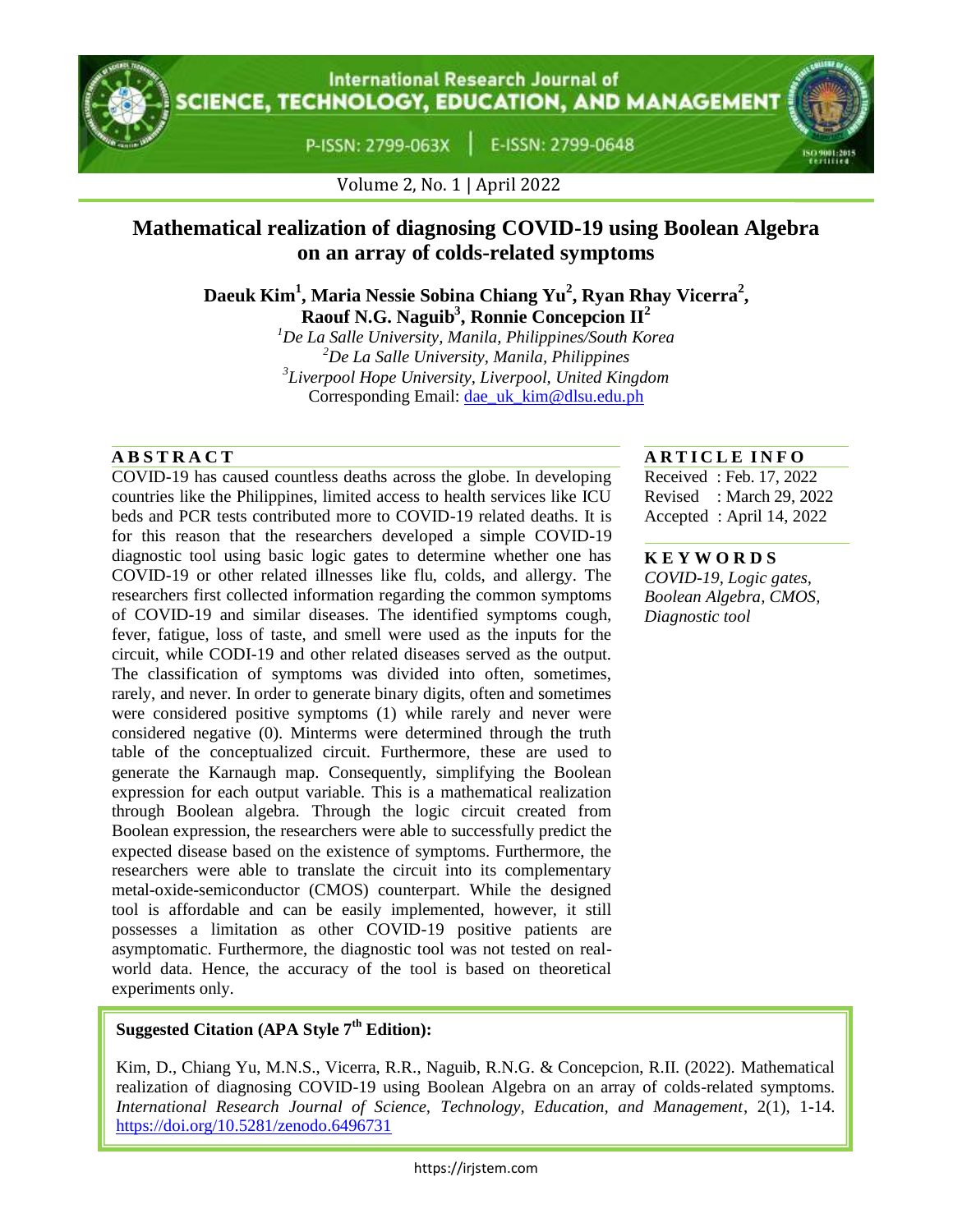# Mathematical realization of diagnosing COVID-19 using Boolean Algebra on an array of colds-related symptoms

**Daeuk Kim[1], Maria Nessie Sobina Chiang Yu[2], Ryan Rhay Vicerra[2], Raouf N.G. Naguib[3], Ronnie Concepcion II[2]**

[1]*De La Salle University, Manila, Philippines/South Korea*
[2]*De La Salle University, Manila, Philippines*
[3]*Liverpool Hope University, Liverpool, United Kingdom*
Corresponding Email: dae_uk_kim@dlsu.edu.ph

## ABSTRACT

COVID-19 has caused countless deaths across the globe. In developing countries like the Philippines, limited access to health services like ICU beds and PCR tests contributed more to COVID-19 related deaths. It is for this reason that the researchers developed a simple COVID-19 diagnostic tool using basic logic gates to determine whether one has COVID-19 or other related illnesses like flu, colds, and allergy. The researchers first collected information regarding the common symptoms of COVID-19 and similar diseases. The identified symptoms cough, fever, fatigue, loss of taste, and smell were used as the inputs for the circuit, while CODI-19 and other related diseases served as the output. The classification of symptoms was divided into often, sometimes, rarely, and never. In order to generate binary digits, often and sometimes were considered positive symptoms (1) while rarely and never were considered negative (0). Minterms were determined through the truth table of the conceptualized circuit. Furthermore, these are used to generate the Karnaugh map. Consequently, simplifying the Boolean expression for each output variable. This is a mathematical realization through Boolean algebra. Through the logic circuit created from Boolean expression, the researchers were able to successfully predict the expected disease based on the existence of symptoms. Furthermore, the researchers were able to translate the circuit into its complementary metal-oxide-semiconductor (CMOS) counterpart. While the designed tool is affordable and can be easily implemented, however, it still possesses a limitation as other COVID-19 positive patients are asymptomatic. Furthermore, the diagnostic tool was not tested on real-world data. Hence, the accuracy of the tool is based on theoretical experiments only.

## ARTICLE INFO

Received : Feb. 17, 2022
Revised : March 29, 2022
Accepted : April 14, 2022

## KEYWORDS

*COVID-19, Logic gates, Boolean Algebra, CMOS, Diagnostic tool*

**Suggested Citation (APA Style 7th Edition):**

Kim, D., Chiang Yu, M.N.S., Vicerra, R.R., Naguib, R.N.G. & Concepcion, R.II. (2022). Mathematical realization of diagnosing COVID-19 using Boolean Algebra on an array of colds-related symptoms. *International Research Journal of Science, Technology, Education, and Management*, 2(1), 1-14. https://doi.org/10.5281/zenodo.6496731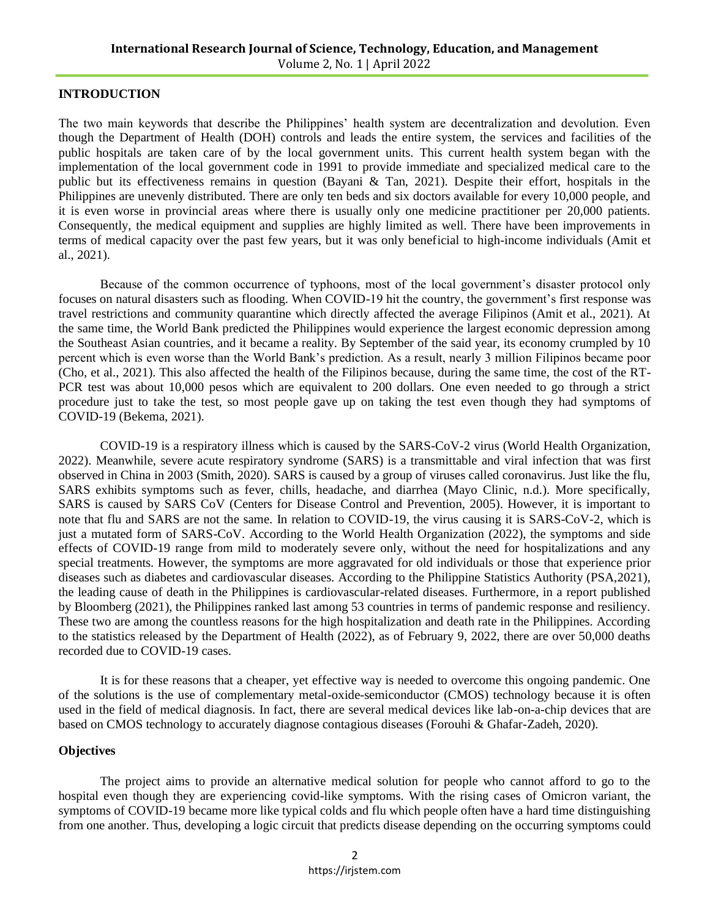## INTRODUCTION

The two main keywords that describe the Philippines' health system are decentralization and devolution. Even though the Department of Health (DOH) controls and leads the entire system, the services and facilities of the public hospitals are taken care of by the local government units. This current health system began with the implementation of the local government code in 1991 to provide immediate and specialized medical care to the public but its effectiveness remains in question (Bayani & Tan, 2021). Despite their effort, hospitals in the Philippines are unevenly distributed. There are only ten beds and six doctors available for every 10,000 people, and it is even worse in provincial areas where there is usually only one medicine practitioner per 20,000 patients. Consequently, the medical equipment and supplies are highly limited as well. There have been improvements in terms of medical capacity over the past few years, but it was only beneficial to high-income individuals (Amit et al., 2021).

Because of the common occurrence of typhoons, most of the local government's disaster protocol only focuses on natural disasters such as flooding. When COVID-19 hit the country, the government's first response was travel restrictions and community quarantine which directly affected the average Filipinos (Amit et al., 2021). At the same time, the World Bank predicted the Philippines would experience the largest economic depression among the Southeast Asian countries, and it became a reality. By September of the said year, its economy crumpled by 10 percent which is even worse than the World Bank's prediction. As a result, nearly 3 million Filipinos became poor (Cho, et al., 2021). This also affected the health of the Filipinos because, during the same time, the cost of the RT-PCR test was about 10,000 pesos which are equivalent to 200 dollars. One even needed to go through a strict procedure just to take the test, so most people gave up on taking the test even though they had symptoms of COVID-19 (Bekema, 2021).

COVID-19 is a respiratory illness which is caused by the SARS-CoV-2 virus (World Health Organization, 2022). Meanwhile, severe acute respiratory syndrome (SARS) is a transmittable and viral infection that was first observed in China in 2003 (Smith, 2020). SARS is caused by a group of viruses called coronavirus. Just like the flu, SARS exhibits symptoms such as fever, chills, headache, and diarrhea (Mayo Clinic, n.d.). More specifically, SARS is caused by SARS CoV (Centers for Disease Control and Prevention, 2005). However, it is important to note that flu and SARS are not the same. In relation to COVID-19, the virus causing it is SARS-CoV-2, which is just a mutated form of SARS-CoV. According to the World Health Organization (2022), the symptoms and side effects of COVID-19 range from mild to moderately severe only, without the need for hospitalizations and any special treatments. However, the symptoms are more aggravated for old individuals or those that experience prior diseases such as diabetes and cardiovascular diseases. According to the Philippine Statistics Authority (PSA,2021), the leading cause of death in the Philippines is cardiovascular-related diseases. Furthermore, in a report published by Bloomberg (2021), the Philippines ranked last among 53 countries in terms of pandemic response and resiliency. These two are among the countless reasons for the high hospitalization and death rate in the Philippines. According to the statistics released by the Department of Health (2022), as of February 9, 2022, there are over 50,000 deaths recorded due to COVID-19 cases.

It is for these reasons that a cheaper, yet effective way is needed to overcome this ongoing pandemic. One of the solutions is the use of complementary metal-oxide-semiconductor (CMOS) technology because it is often used in the field of medical diagnosis. In fact, there are several medical devices like lab-on-a-chip devices that are based on CMOS technology to accurately diagnose contagious diseases (Forouhi & Ghafar-Zadeh, 2020).

### Objectives

The project aims to provide an alternative medical solution for people who cannot afford to go to the hospital even though they are experiencing covid-like symptoms. With the rising cases of Omicron variant, the symptoms of COVID-19 became more like typical colds and flu which people often have a hard time distinguishing from one another. Thus, developing a logic circuit that predicts disease depending on the occurring symptoms could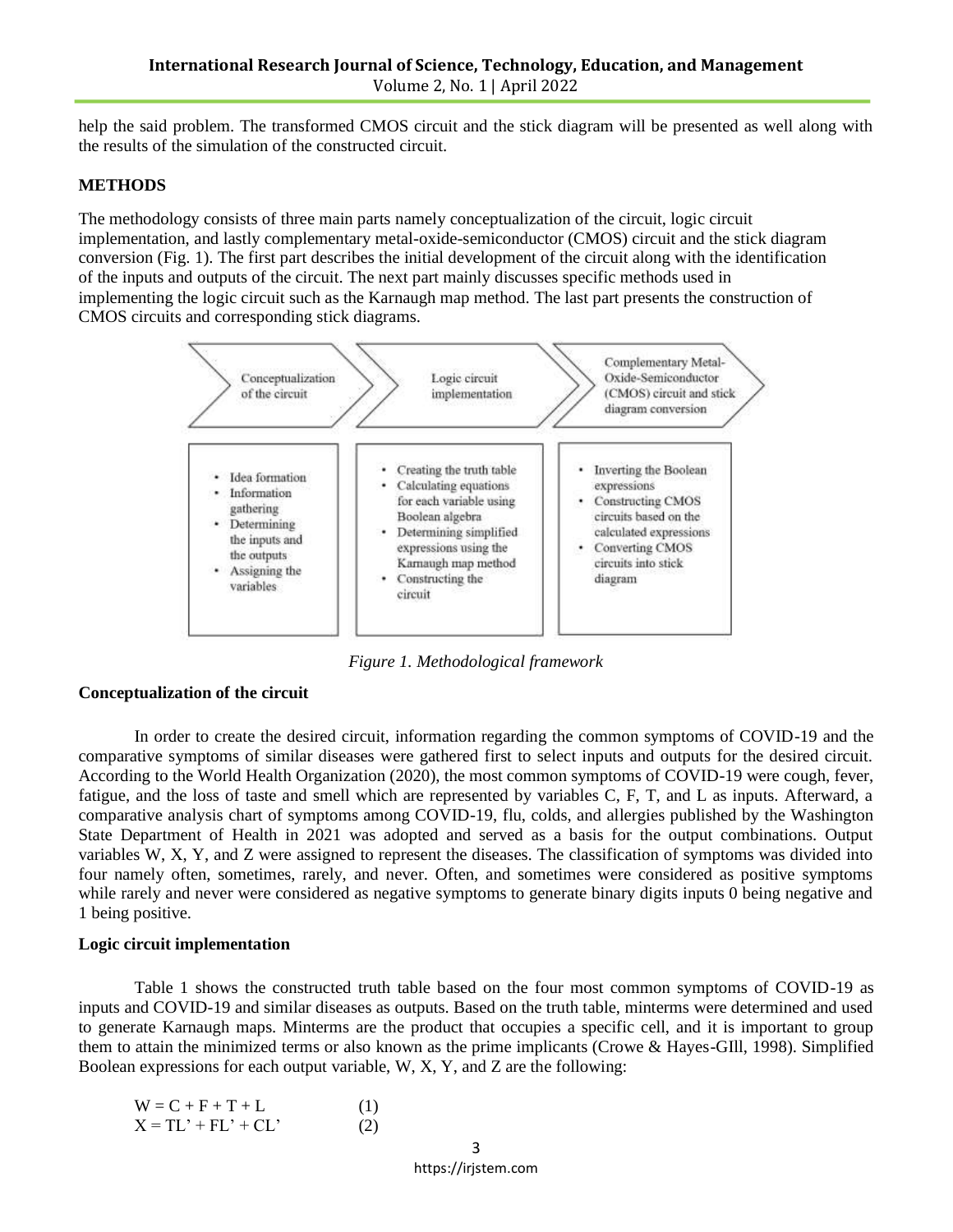help the said problem. The transformed CMOS circuit and the stick diagram will be presented as well along with the results of the simulation of the constructed circuit.

## METHODS

The methodology consists of three main parts namely conceptualization of the circuit, logic circuit implementation, and lastly complementary metal-oxide-semiconductor (CMOS) circuit and the stick diagram conversion (Fig. 1). The first part describes the initial development of the circuit along with the identification of the inputs and outputs of the circuit. The next part mainly discusses specific methods used in implementing the logic circuit such as the Karnaugh map method. The last part presents the construction of CMOS circuits and corresponding stick diagrams.

| Conceptualization of the circuit | Logic circuit implementation | Complementary Metal-Oxide-Semiconductor (CMOS) circuit and stick diagram conversion |
| --- | --- | --- |
| • Idea formation<br>• Information gathering<br>• Determining the inputs and the outputs<br>• Assigning the variables | • Creating the truth table<br>• Calculating equations for each variable using Boolean algebra<br>• Determining simplified expressions using the Karnaugh map method<br>• Constructing the circuit | • Inverting the Boolean expressions<br>• Constructing CMOS circuits based on the calculated expressions<br>• Converting CMOS circuits into stick diagram |

*Figure 1. Methodological framework*

### Conceptualization of the circuit

In order to create the desired circuit, information regarding the common symptoms of COVID-19 and the comparative symptoms of similar diseases were gathered first to select inputs and outputs for the desired circuit. According to the World Health Organization (2020), the most common symptoms of COVID-19 were cough, fever, fatigue, and the loss of taste and smell which are represented by variables C, F, T, and L as inputs. Afterward, a comparative analysis chart of symptoms among COVID-19, flu, colds, and allergies published by the Washington State Department of Health in 2021 was adopted and served as a basis for the output combinations. Output variables W, X, Y, and Z were assigned to represent the diseases. The classification of symptoms was divided into four namely often, sometimes, rarely, and never. Often, and sometimes were considered as positive symptoms while rarely and never were considered as negative symptoms to generate binary digits inputs 0 being negative and 1 being positive.

### Logic circuit implementation

Table 1 shows the constructed truth table based on the four most common symptoms of COVID-19 as inputs and COVID-19 and similar diseases as outputs. Based on the truth table, minterms were determined and used to generate Karnaugh maps. Minterms are the product that occupies a specific cell, and it is important to group them to attain the minimized terms or also known as the prime implicants (Crowe & Hayes-GIll, 1998). Simplified Boolean expressions for each output variable, W, X, Y, and Z are the following:

$$W = C + F + T + L \quad (1)$$

$$X = TL' + FL' + CL' \quad (2)$$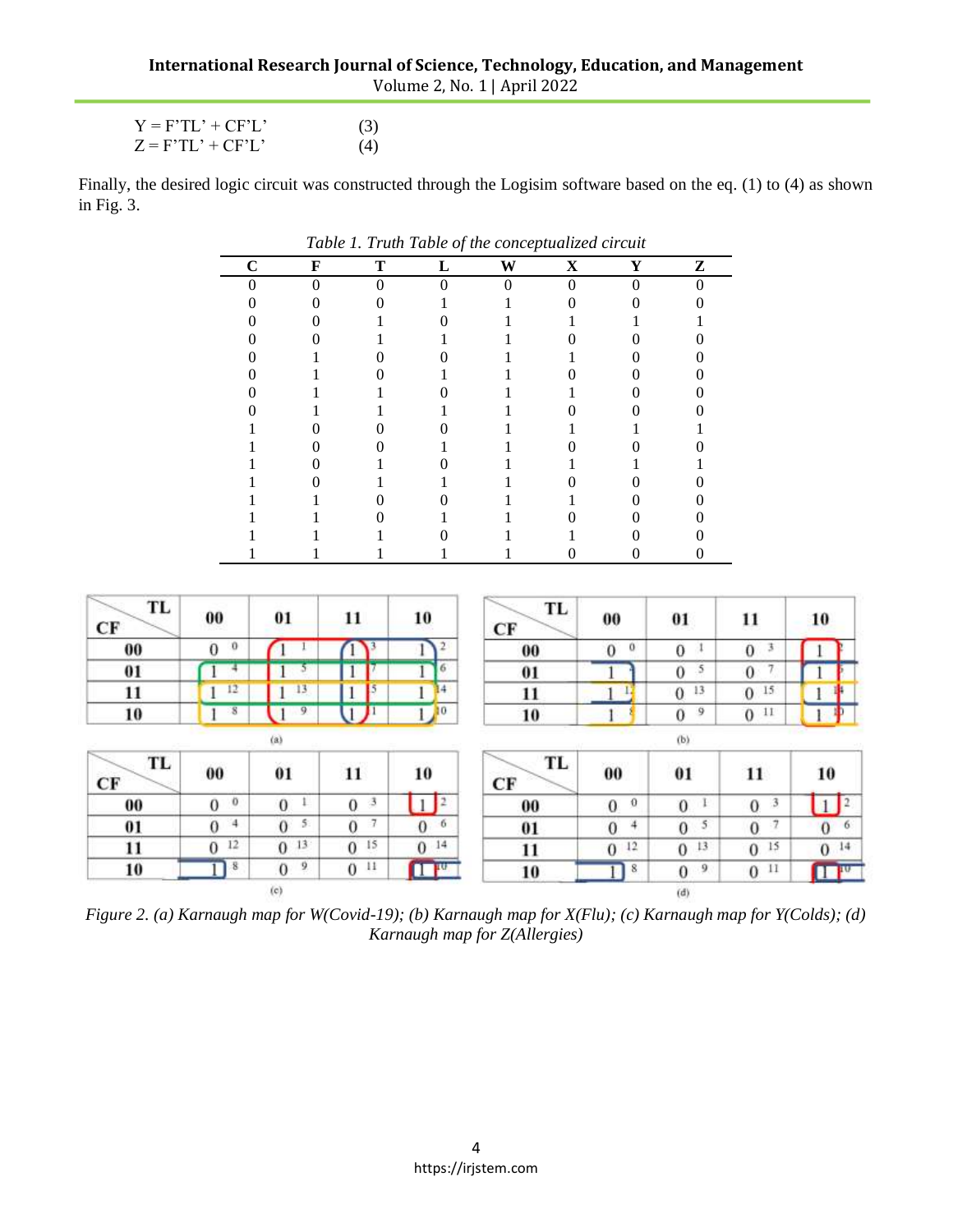$$Y = F'TL' + CF'L' \qquad (3)$$

$$Z = F'TL' + CF'L' \qquad (4)$$

Finally, the desired logic circuit was constructed through the Logisim software based on the eq. (1) to (4) as shown in Fig. 3.

*Table 1. Truth Table of the conceptualized circuit*

| C | F | T | L | W | X | Y | Z |
|---|---|---|---|---|---|---|---|
| 0 | 0 | 0 | 0 | 0 | 0 | 0 | 0 |
| 0 | 0 | 0 | 1 | 1 | 0 | 0 | 0 |
| 0 | 0 | 1 | 0 | 1 | 1 | 1 | 1 |
| 0 | 0 | 1 | 1 | 1 | 0 | 0 | 0 |
| 0 | 1 | 0 | 0 | 1 | 1 | 0 | 0 |
| 0 | 1 | 0 | 1 | 1 | 0 | 0 | 0 |
| 0 | 1 | 1 | 0 | 1 | 1 | 0 | 0 |
| 0 | 1 | 1 | 1 | 1 | 0 | 0 | 0 |
| 1 | 0 | 0 | 0 | 1 | 1 | 1 | 1 |
| 1 | 0 | 0 | 1 | 1 | 0 | 0 | 0 |
| 1 | 0 | 1 | 0 | 1 | 1 | 1 | 1 |
| 1 | 0 | 1 | 1 | 1 | 0 | 0 | 0 |
| 1 | 1 | 0 | 0 | 1 | 1 | 0 | 0 |
| 1 | 1 | 0 | 1 | 1 | 0 | 0 | 0 |
| 1 | 1 | 1 | 0 | 1 | 1 | 0 | 0 |
| 1 | 1 | 1 | 1 | 1 | 0 | 0 | 0 |

(a)

| CF \ TL | 00 | 01 | 11 | 10 |
|---|---|---|---|---|
| 00 | 0 (0) | 1 (1) | 1 (3) | 1 (2) |
| 01 | 1 (4) | 1 (5) | 1 (7) | 1 (6) |
| 11 | 1 (12) | 1 (13) | 1 (15) | 1 (14) |
| 10 | 1 (8) | 1 (9) | 1 (11) | 1 (10) |

(b)

| CF \ TL | 00 | 01 | 11 | 10 |
|---|---|---|---|---|
| 00 | 0 (0) | 0 (1) | 0 (3) | 1 (2) |
| 01 | 1 (4) | 0 (5) | 0 (7) | 1 (6) |
| 11 | 1 (12) | 0 (13) | 0 (15) | 1 (14) |
| 10 | 1 (8) | 0 (9) | 0 (11) | 1 (10) |

(c)

| CF \ TL | 00 | 01 | 11 | 10 |
|---|---|---|---|---|
| 00 | 0 (0) | 0 (1) | 0 (3) | 1 (2) |
| 01 | 0 (4) | 0 (5) | 0 (7) | 0 (6) |
| 11 | 0 (12) | 0 (13) | 0 (15) | 0 (14) |
| 10 | 1 (8) | 0 (9) | 0 (11) | 1 (10) |

(d)

| CF \ TL | 00 | 01 | 11 | 10 |
|---|---|---|---|---|
| 00 | 0 (0) | 0 (1) | 0 (3) | 1 (2) |
| 01 | 0 (4) | 0 (5) | 0 (7) | 0 (6) |
| 11 | 0 (12) | 0 (13) | 0 (15) | 0 (14) |
| 10 | 1 (8) | 0 (9) | 0 (11) | 1 (10) |

*Figure 2. (a) Karnaugh map for W(Covid-19); (b) Karnaugh map for X(Flu); (c) Karnaugh map for Y(Colds); (d) Karnaugh map for Z(Allergies)*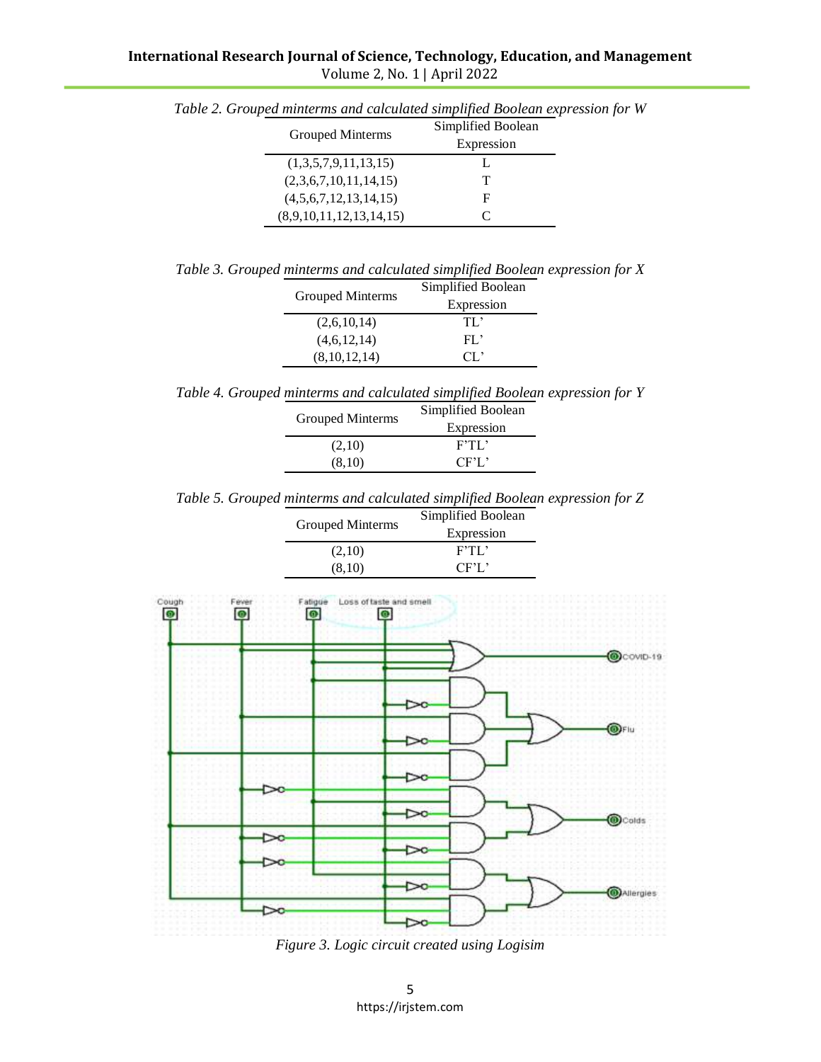Table 2. Grouped minterms and calculated simplified Boolean expression for W

| Grouped Minterms | Simplified Boolean Expression |
|---|---|
| (1,3,5,7,9,11,13,15) | L |
| (2,3,6,7,10,11,14,15) | T |
| (4,5,6,7,12,13,14,15) | F |
| (8,9,10,11,12,13,14,15) | C |

Table 3. Grouped minterms and calculated simplified Boolean expression for X

| Grouped Minterms | Simplified Boolean Expression |
|---|---|
| (2,6,10,14) | TL' |
| (4,6,12,14) | FL' |
| (8,10,12,14) | CL' |

Table 4. Grouped minterms and calculated simplified Boolean expression for Y

| Grouped Minterms | Simplified Boolean Expression |
|---|---|
| (2,10) | F'TL' |
| (8,10) | CF'L' |

Table 5. Grouped minterms and calculated simplified Boolean expression for Z

| Grouped Minterms | Simplified Boolean Expression |
|---|---|
| (2,10) | F'TL' |
| (8,10) | CF'L' |

Figure 3. Logic circuit created using Logisim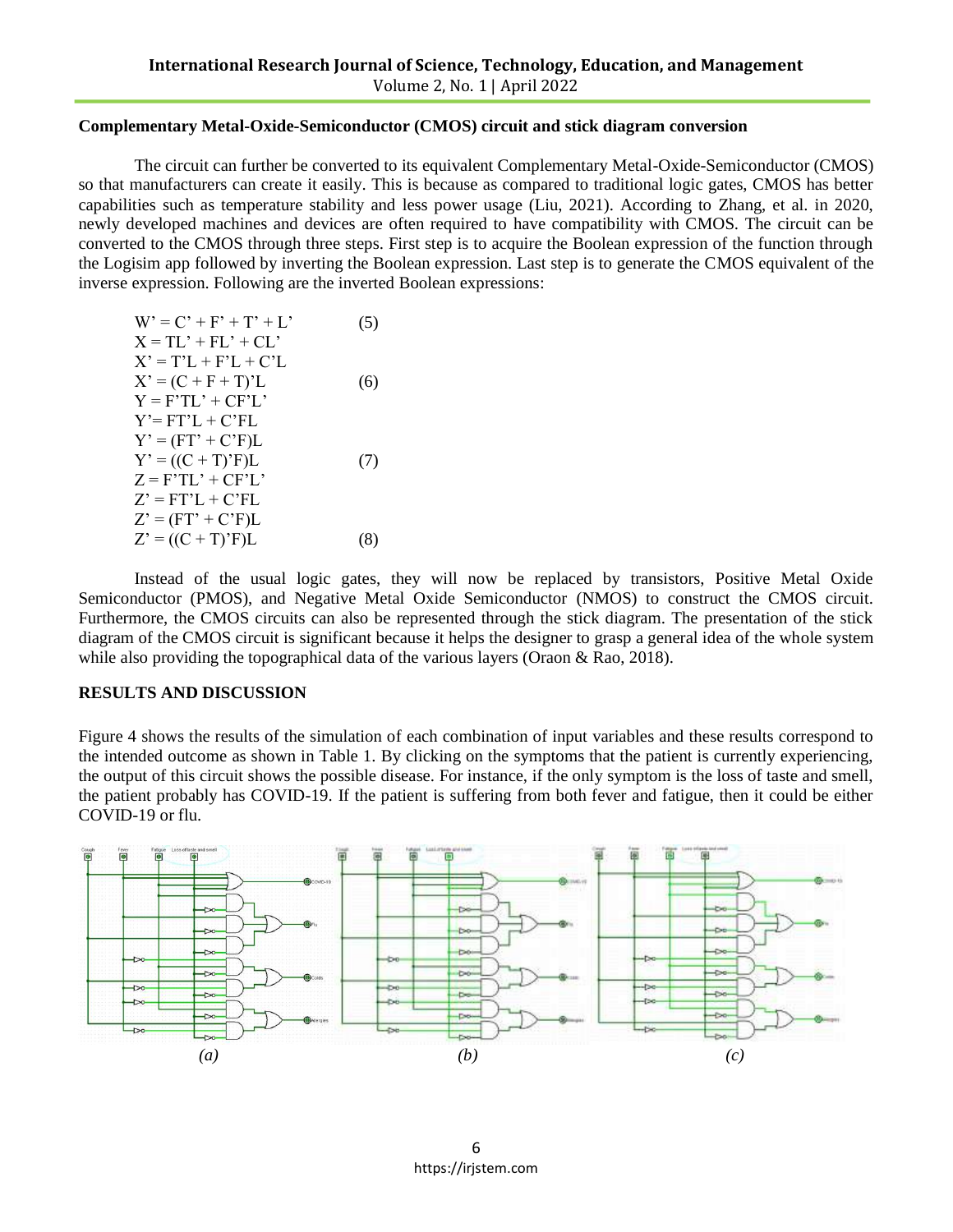### Complementary Metal-Oxide-Semiconductor (CMOS) circuit and stick diagram conversion

The circuit can further be converted to its equivalent Complementary Metal-Oxide-Semiconductor (CMOS) so that manufacturers can create it easily. This is because as compared to traditional logic gates, CMOS has better capabilities such as temperature stability and less power usage (Liu, 2021). According to Zhang, et al. in 2020, newly developed machines and devices are often required to have compatibility with CMOS. The circuit can be converted to the CMOS through three steps. First step is to acquire the Boolean expression of the function through the Logisim app followed by inverting the Boolean expression. Last step is to generate the CMOS equivalent of the inverse expression. Following are the inverted Boolean expressions:

$$W' = C' + F' + T' + L' \quad (5)$$

$$X = TL' + FL' + CL'$$

$$X' = T'L + F'L + C'L$$

$$X' = (C + F + T)'L \quad (6)$$

$$Y = F'TL' + CF'L'$$

$$Y' = FT'L + C'FL$$

$$Y' = (FT' + C'F)L$$

$$Y' = ((C + T)'F)L \quad (7)$$

$$Z = F'TL' + CF'L'$$

$$Z' = FT'L + C'FL$$

$$Z' = (FT' + C'F)L$$

$$Z' = ((C + T)'F)L \quad (8)$$

Instead of the usual logic gates, they will now be replaced by transistors, Positive Metal Oxide Semiconductor (PMOS), and Negative Metal Oxide Semiconductor (NMOS) to construct the CMOS circuit. Furthermore, the CMOS circuits can also be represented through the stick diagram. The presentation of the stick diagram of the CMOS circuit is significant because it helps the designer to grasp a general idea of the whole system while also providing the topographical data of the various layers (Oraon & Rao, 2018).

## RESULTS AND DISCUSSION

Figure 4 shows the results of the simulation of each combination of input variables and these results correspond to the intended outcome as shown in Table 1. By clicking on the symptoms that the patient is currently experiencing, the output of this circuit shows the possible disease. For instance, if the only symptom is the loss of taste and smell, the patient probably has COVID-19. If the patient is suffering from both fever and fatigue, then it could be either COVID-19 or flu.

*(a)* *(b)* *(c)*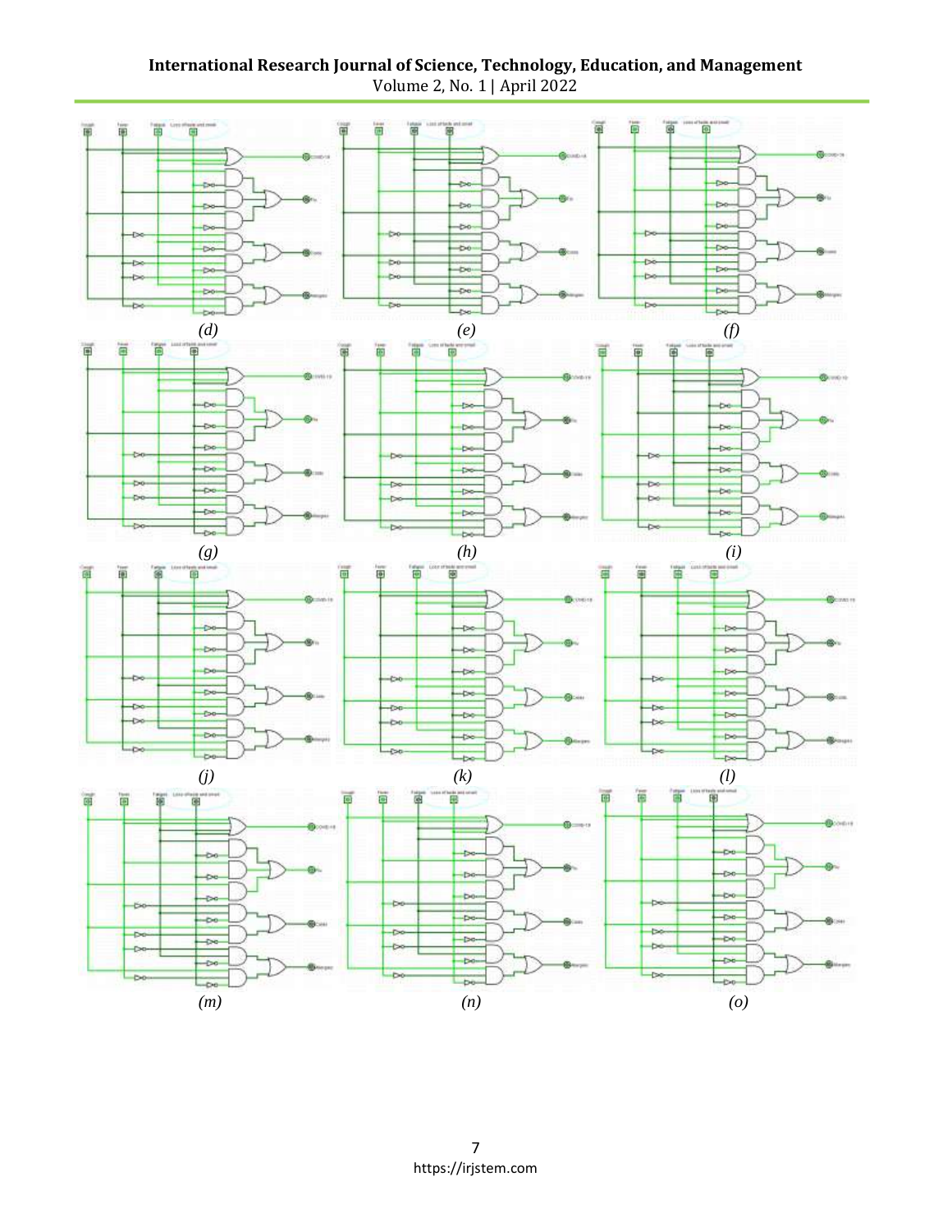*(d)* *(e)* *(f)*

*(g)* *(h)* *(i)*

*(j)* *(k)* *(l)*

*(m)* *(n)* *(o)*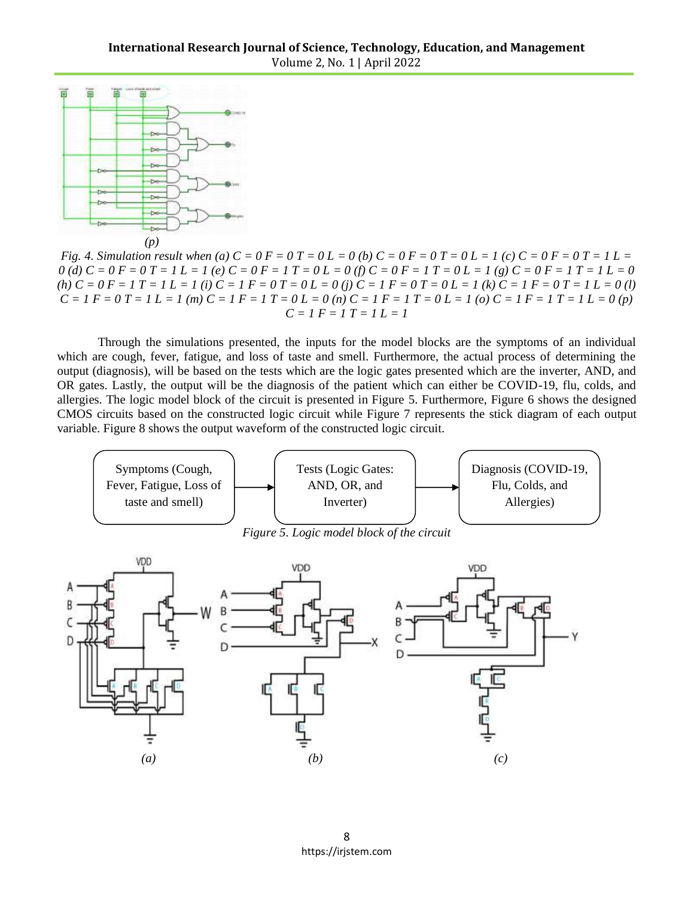(p)

*Fig. 4. Simulation result when (a) C = 0 F = 0 T = 0 L = 0 (b) C = 0 F = 0 T = 0 L = 1 (c) C = 0 F = 0 T = 1 L = 0 (d) C = 0 F = 0 T = 1 L = 1 (e) C = 0 F = 1 T = 0 L = 0 (f) C = 0 F = 1 T = 0 L = 1 (g) C = 0 F = 1 T = 1 L = 0 (h) C = 0 F = 1 T = 1 L = 1 (i) C = 1 F = 0 T = 0 L = 0 (j) C = 1 F = 0 T = 0 L = 1 (k) C = 1 F = 0 T = 1 L = 0 (l) C = 1 F = 0 T = 1 L = 1 (m) C = 1 F = 1 T = 0 L = 0 (n) C = 1 F = 1 T = 0 L = 1 (o) C = 1 F = 1 T = 1 L = 0 (p) C = 1 F = 1 T = 1 L = 1*

Through the simulations presented, the inputs for the model blocks are the symptoms of an individual which are cough, fever, fatigue, and loss of taste and smell. Furthermore, the actual process of determining the output (diagnosis), will be based on the tests which are the logic gates presented which are the inverter, AND, and OR gates. Lastly, the output will be the diagnosis of the patient which can either be COVID-19, flu, colds, and allergies. The logic model block of the circuit is presented in Figure 5. Furthermore, Figure 6 shows the designed CMOS circuits based on the constructed logic circuit while Figure 7 represents the stick diagram of each output variable. Figure 8 shows the output waveform of the constructed logic circuit.

Symptoms (Cough, Fever, Fatigue, Loss of taste and smell) → Tests (Logic Gates: AND, OR, and Inverter) → Diagnosis (COVID-19, Flu, Colds, and Allergies)

*Figure 5. Logic model block of the circuit*

(a) (b) (c)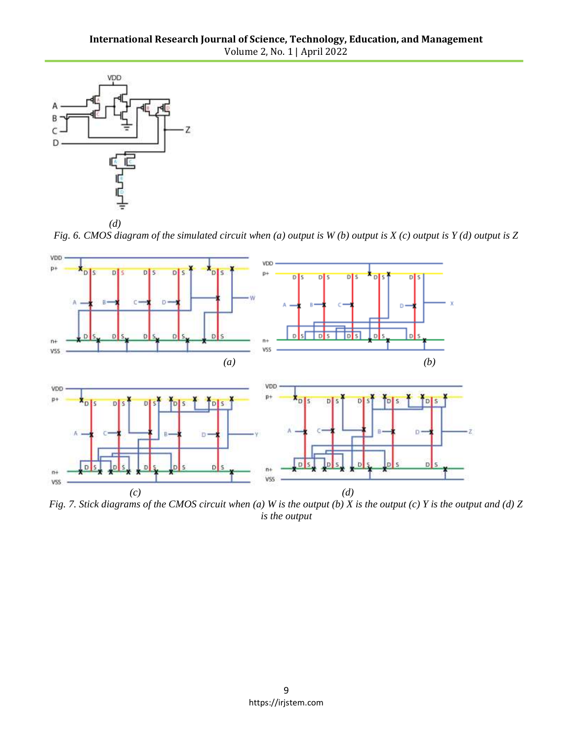*(d)*

*Fig. 6. CMOS diagram of the simulated circuit when (a) output is W (b) output is X (c) output is Y (d) output is Z*

*Fig. 7. Stick diagrams of the CMOS circuit when (a) W is the output (b) X is the output (c) Y is the output and (d) Z is the output*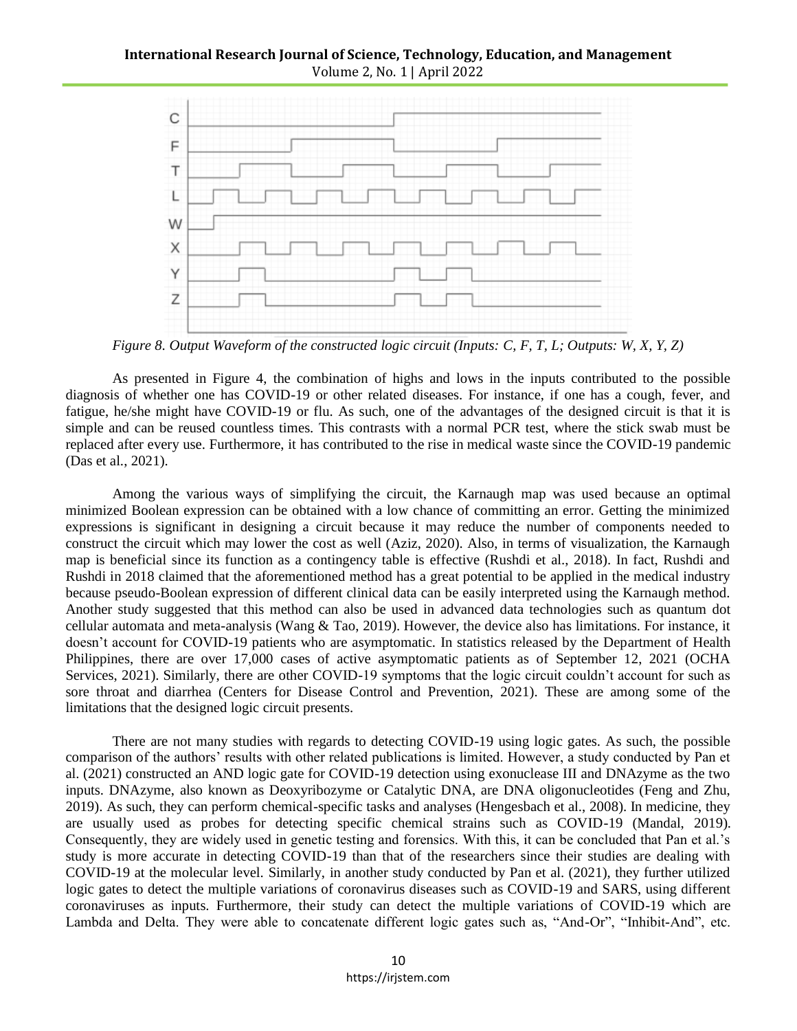*Figure 8. Output Waveform of the constructed logic circuit (Inputs: C, F, T, L; Outputs: W, X, Y, Z)*

As presented in Figure 4, the combination of highs and lows in the inputs contributed to the possible diagnosis of whether one has COVID-19 or other related diseases. For instance, if one has a cough, fever, and fatigue, he/she might have COVID-19 or flu. As such, one of the advantages of the designed circuit is that it is simple and can be reused countless times. This contrasts with a normal PCR test, where the stick swab must be replaced after every use. Furthermore, it has contributed to the rise in medical waste since the COVID-19 pandemic (Das et al., 2021).

Among the various ways of simplifying the circuit, the Karnaugh map was used because an optimal minimized Boolean expression can be obtained with a low chance of committing an error. Getting the minimized expressions is significant in designing a circuit because it may reduce the number of components needed to construct the circuit which may lower the cost as well (Aziz, 2020). Also, in terms of visualization, the Karnaugh map is beneficial since its function as a contingency table is effective (Rushdi et al., 2018). In fact, Rushdi and Rushdi in 2018 claimed that the aforementioned method has a great potential to be applied in the medical industry because pseudo-Boolean expression of different clinical data can be easily interpreted using the Karnaugh method. Another study suggested that this method can also be used in advanced data technologies such as quantum dot cellular automata and meta-analysis (Wang & Tao, 2019). However, the device also has limitations. For instance, it doesn't account for COVID-19 patients who are asymptomatic. In statistics released by the Department of Health Philippines, there are over 17,000 cases of active asymptomatic patients as of September 12, 2021 (OCHA Services, 2021). Similarly, there are other COVID-19 symptoms that the logic circuit couldn't account for such as sore throat and diarrhea (Centers for Disease Control and Prevention, 2021). These are among some of the limitations that the designed logic circuit presents.

There are not many studies with regards to detecting COVID-19 using logic gates. As such, the possible comparison of the authors' results with other related publications is limited. However, a study conducted by Pan et al. (2021) constructed an AND logic gate for COVID-19 detection using exonuclease III and DNAzyme as the two inputs. DNAzyme, also known as Deoxyribozyme or Catalytic DNA, are DNA oligonucleotides (Feng and Zhu, 2019). As such, they can perform chemical-specific tasks and analyses (Hengesbach et al., 2008). In medicine, they are usually used as probes for detecting specific chemical strains such as COVID-19 (Mandal, 2019). Consequently, they are widely used in genetic testing and forensics. With this, it can be concluded that Pan et al.'s study is more accurate in detecting COVID-19 than that of the researchers since their studies are dealing with COVID-19 at the molecular level. Similarly, in another study conducted by Pan et al. (2021), they further utilized logic gates to detect the multiple variations of coronavirus diseases such as COVID-19 and SARS, using different coronaviruses as inputs. Furthermore, their study can detect the multiple variations of COVID-19 which are Lambda and Delta. They were able to concatenate different logic gates such as, "And-Or", "Inhibit-And", etc.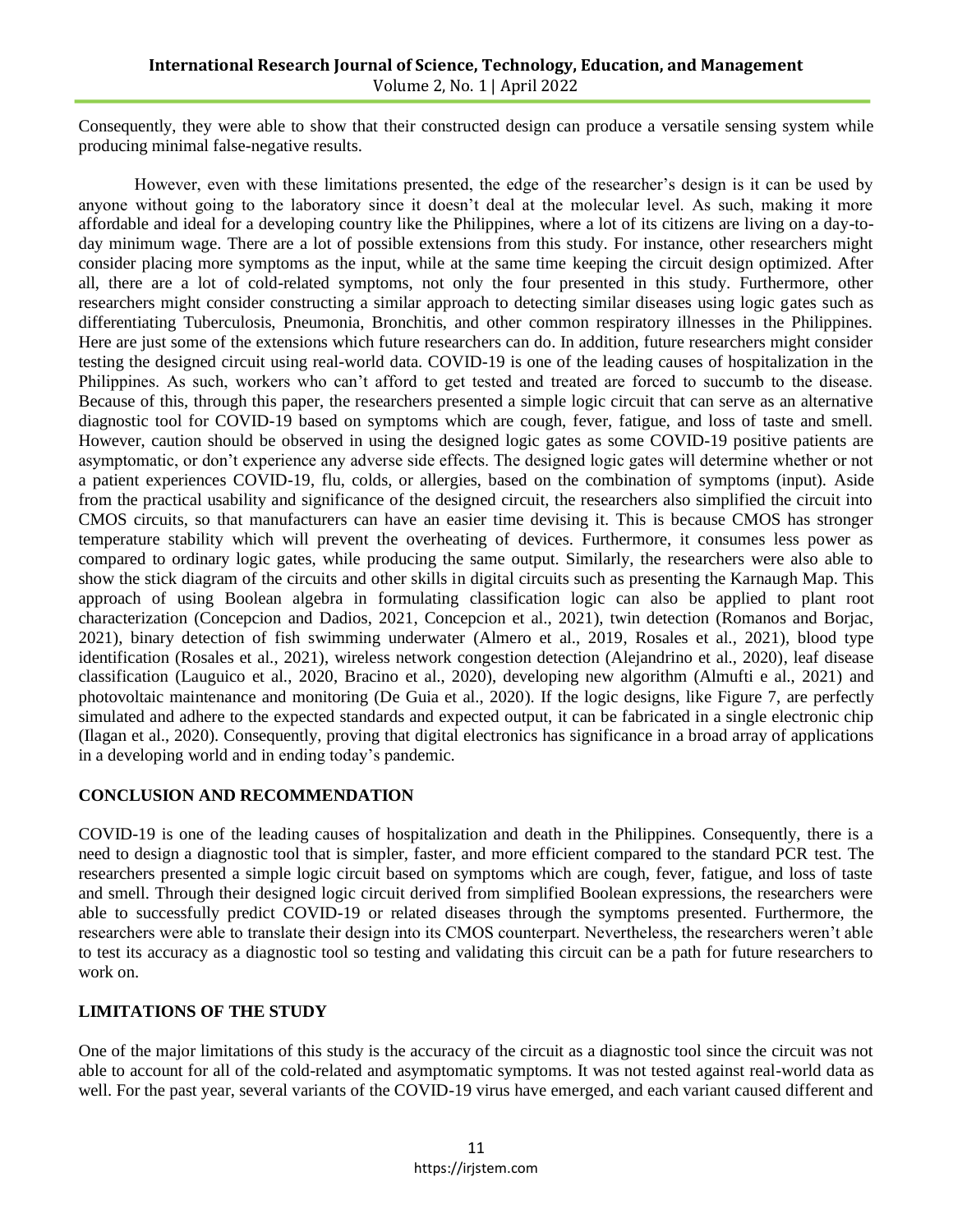Consequently, they were able to show that their constructed design can produce a versatile sensing system while producing minimal false-negative results.

However, even with these limitations presented, the edge of the researcher's design is it can be used by anyone without going to the laboratory since it doesn't deal at the molecular level. As such, making it more affordable and ideal for a developing country like the Philippines, where a lot of its citizens are living on a day-to-day minimum wage. There are a lot of possible extensions from this study. For instance, other researchers might consider placing more symptoms as the input, while at the same time keeping the circuit design optimized. After all, there are a lot of cold-related symptoms, not only the four presented in this study. Furthermore, other researchers might consider constructing a similar approach to detecting similar diseases using logic gates such as differentiating Tuberculosis, Pneumonia, Bronchitis, and other common respiratory illnesses in the Philippines. Here are just some of the extensions which future researchers can do. In addition, future researchers might consider testing the designed circuit using real-world data. COVID-19 is one of the leading causes of hospitalization in the Philippines. As such, workers who can't afford to get tested and treated are forced to succumb to the disease. Because of this, through this paper, the researchers presented a simple logic circuit that can serve as an alternative diagnostic tool for COVID-19 based on symptoms which are cough, fever, fatigue, and loss of taste and smell. However, caution should be observed in using the designed logic gates as some COVID-19 positive patients are asymptomatic, or don't experience any adverse side effects. The designed logic gates will determine whether or not a patient experiences COVID-19, flu, colds, or allergies, based on the combination of symptoms (input). Aside from the practical usability and significance of the designed circuit, the researchers also simplified the circuit into CMOS circuits, so that manufacturers can have an easier time devising it. This is because CMOS has stronger temperature stability which will prevent the overheating of devices. Furthermore, it consumes less power as compared to ordinary logic gates, while producing the same output. Similarly, the researchers were also able to show the stick diagram of the circuits and other skills in digital circuits such as presenting the Karnaugh Map. This approach of using Boolean algebra in formulating classification logic can also be applied to plant root characterization (Concepcion and Dadios, 2021, Concepcion et al., 2021), twin detection (Romanos and Borjac, 2021), binary detection of fish swimming underwater (Almero et al., 2019, Rosales et al., 2021), blood type identification (Rosales et al., 2021), wireless network congestion detection (Alejandrino et al., 2020), leaf disease classification (Lauguico et al., 2020, Bracino et al., 2020), developing new algorithm (Almufti e al., 2021) and photovoltaic maintenance and monitoring (De Guia et al., 2020). If the logic designs, like Figure 7, are perfectly simulated and adhere to the expected standards and expected output, it can be fabricated in a single electronic chip (Ilagan et al., 2020). Consequently, proving that digital electronics has significance in a broad array of applications in a developing world and in ending today's pandemic.

## CONCLUSION AND RECOMMENDATION

COVID-19 is one of the leading causes of hospitalization and death in the Philippines. Consequently, there is a need to design a diagnostic tool that is simpler, faster, and more efficient compared to the standard PCR test. The researchers presented a simple logic circuit based on symptoms which are cough, fever, fatigue, and loss of taste and smell. Through their designed logic circuit derived from simplified Boolean expressions, the researchers were able to successfully predict COVID-19 or related diseases through the symptoms presented. Furthermore, the researchers were able to translate their design into its CMOS counterpart. Nevertheless, the researchers weren't able to test its accuracy as a diagnostic tool so testing and validating this circuit can be a path for future researchers to work on.

## LIMITATIONS OF THE STUDY

One of the major limitations of this study is the accuracy of the circuit as a diagnostic tool since the circuit was not able to account for all of the cold-related and asymptomatic symptoms. It was not tested against real-world data as well. For the past year, several variants of the COVID-19 virus have emerged, and each variant caused different and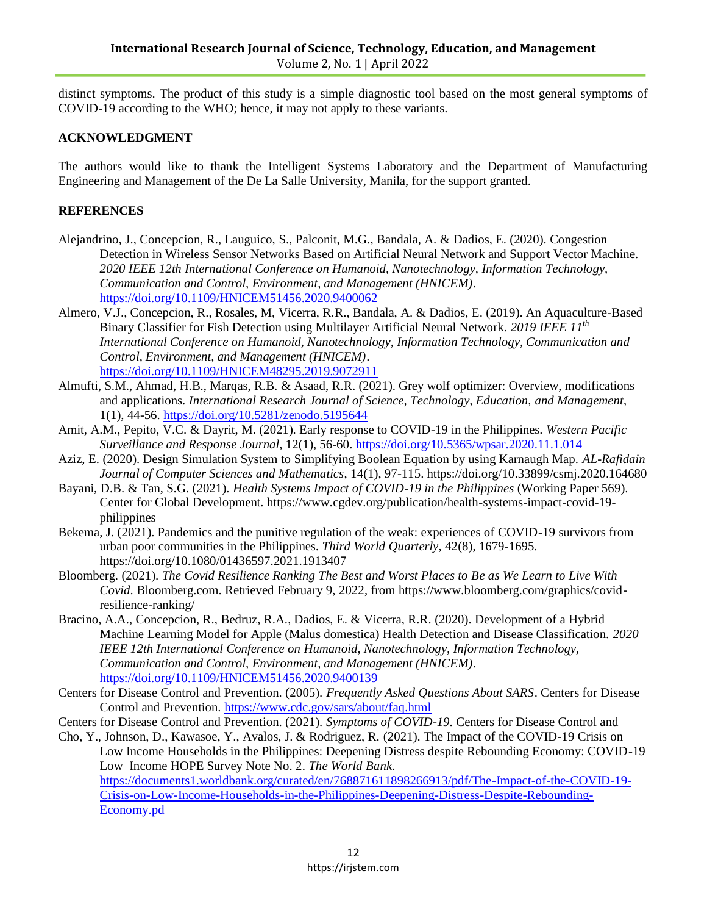distinct symptoms. The product of this study is a simple diagnostic tool based on the most general symptoms of COVID-19 according to the WHO; hence, it may not apply to these variants.

## ACKNOWLEDGMENT

The authors would like to thank the Intelligent Systems Laboratory and the Department of Manufacturing Engineering and Management of the De La Salle University, Manila, for the support granted.

## REFERENCES

Alejandrino, J., Concepcion, R., Lauguico, S., Palconit, M.G., Bandala, A. & Dadios, E. (2020). Congestion Detection in Wireless Sensor Networks Based on Artificial Neural Network and Support Vector Machine. *2020 IEEE 12th International Conference on Humanoid, Nanotechnology, Information Technology, Communication and Control, Environment, and Management (HNICEM)*. https://doi.org/10.1109/HNICEM51456.2020.9400062

Almero, V.J., Concepcion, R., Rosales, M, Vicerra, R.R., Bandala, A. & Dadios, E. (2019). An Aquaculture-Based Binary Classifier for Fish Detection using Multilayer Artificial Neural Network. *2019 IEEE 11th International Conference on Humanoid, Nanotechnology, Information Technology, Communication and Control, Environment, and Management (HNICEM)*. https://doi.org/10.1109/HNICEM48295.2019.9072911

Almufti, S.M., Ahmad, H.B., Marqas, R.B. & Asaad, R.R. (2021). Grey wolf optimizer: Overview, modifications and applications. *International Research Journal of Science, Technology, Education, and Management*, 1(1), 44-56. https://doi.org/10.5281/zenodo.5195644

Amit, A.M., Pepito, V.C. & Dayrit, M. (2021). Early response to COVID-19 in the Philippines. *Western Pacific Surveillance and Response Journal*, 12(1), 56-60. https://doi.org/10.5365/wpsar.2020.11.1.014

Aziz, E. (2020). Design Simulation System to Simplifying Boolean Equation by using Karnaugh Map. *AL-Rafidain Journal of Computer Sciences and Mathematics*, 14(1), 97-115. https://doi.org/10.33899/csmj.2020.164680

Bayani, D.B. & Tan, S.G. (2021). *Health Systems Impact of COVID-19 in the Philippines* (Working Paper 569). Center for Global Development. https://www.cgdev.org/publication/health-systems-impact-covid-19-philippines

Bekema, J. (2021). Pandemics and the punitive regulation of the weak: experiences of COVID-19 survivors from urban poor communities in the Philippines. *Third World Quarterly*, 42(8), 1679-1695. https://doi.org/10.1080/01436597.2021.1913407

Bloomberg. (2021). *The Covid Resilience Ranking The Best and Worst Places to Be as We Learn to Live With Covid*. Bloomberg.com. Retrieved February 9, 2022, from https://www.bloomberg.com/graphics/covid-resilience-ranking/

Bracino, A.A., Concepcion, R., Bedruz, R.A., Dadios, E. & Vicerra, R.R. (2020). Development of a Hybrid Machine Learning Model for Apple (Malus domestica) Health Detection and Disease Classification. *2020 IEEE 12th International Conference on Humanoid, Nanotechnology, Information Technology, Communication and Control, Environment, and Management (HNICEM)*. https://doi.org/10.1109/HNICEM51456.2020.9400139

Centers for Disease Control and Prevention. (2005). *Frequently Asked Questions About SARS*. Centers for Disease Control and Prevention. https://www.cdc.gov/sars/about/faq.html

Centers for Disease Control and Prevention. (2021). *Symptoms of COVID-19*. Centers for Disease Control and

Cho, Y., Johnson, D., Kawasoe, Y., Avalos, J. & Rodriguez, R. (2021). The Impact of the COVID-19 Crisis on Low Income Households in the Philippines: Deepening Distress despite Rebounding Economy: COVID-19 Low Income HOPE Survey Note No. 2. *The World Bank*. https://documents1.worldbank.org/curated/en/768871611898266913/pdf/The-Impact-of-the-COVID-19-Crisis-on-Low-Income-Households-in-the-Philippines-Deepening-Distress-Despite-Rebounding-Economy.pd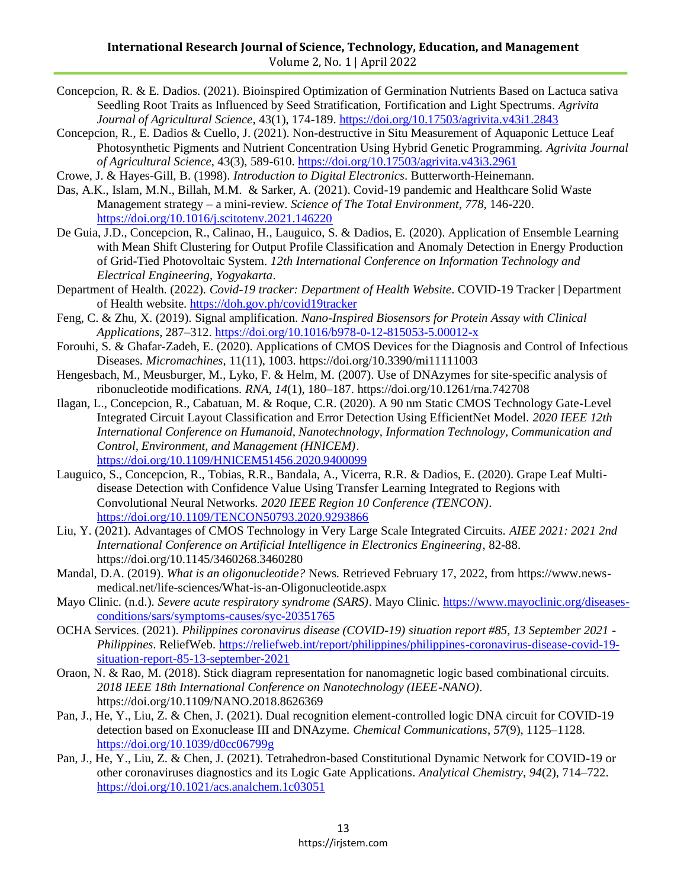Concepcion, R. & E. Dadios. (2021). Bioinspired Optimization of Germination Nutrients Based on Lactuca sativa Seedling Root Traits as Influenced by Seed Stratification, Fortification and Light Spectrums. *Agrivita Journal of Agricultural Science*, 43(1), 174-189. https://doi.org/10.17503/agrivita.v43i1.2843

Concepcion, R., E. Dadios & Cuello, J. (2021). Non-destructive in Situ Measurement of Aquaponic Lettuce Leaf Photosynthetic Pigments and Nutrient Concentration Using Hybrid Genetic Programming. *Agrivita Journal of Agricultural Science*, 43(3), 589-610. https://doi.org/10.17503/agrivita.v43i3.2961

Crowe, J. & Hayes-Gill, B. (1998). *Introduction to Digital Electronics*. Butterworth-Heinemann.

Das, A.K., Islam, M.N., Billah, M.M. & Sarker, A. (2021). Covid-19 pandemic and Healthcare Solid Waste Management strategy – a mini-review. *Science of The Total Environment*, *778*, 146-220. https://doi.org/10.1016/j.scitotenv.2021.146220

De Guia, J.D., Concepcion, R., Calinao, H., Lauguico, S. & Dadios, E. (2020). Application of Ensemble Learning with Mean Shift Clustering for Output Profile Classification and Anomaly Detection in Energy Production of Grid-Tied Photovoltaic System. *12th International Conference on Information Technology and Electrical Engineering, Yogyakarta*.

Department of Health. (2022). *Covid-19 tracker: Department of Health Website*. COVID-19 Tracker | Department of Health website. https://doh.gov.ph/covid19tracker

Feng, C. & Zhu, X. (2019). Signal amplification. *Nano-Inspired Biosensors for Protein Assay with Clinical Applications*, 287–312. https://doi.org/10.1016/b978-0-12-815053-5.00012-x

Forouhi, S. & Ghafar-Zadeh, E. (2020). Applications of CMOS Devices for the Diagnosis and Control of Infectious Diseases. *Micromachines*, 11(11), 1003. https://doi.org/10.3390/mi11111003

Hengesbach, M., Meusburger, M., Lyko, F. & Helm, M. (2007). Use of DNAzymes for site-specific analysis of ribonucleotide modifications. *RNA*, *14*(1), 180–187. https://doi.org/10.1261/rna.742708

Ilagan, L., Concepcion, R., Cabatuan, M. & Roque, C.R. (2020). A 90 nm Static CMOS Technology Gate-Level Integrated Circuit Layout Classification and Error Detection Using EfficientNet Model. *2020 IEEE 12th International Conference on Humanoid, Nanotechnology, Information Technology, Communication and Control, Environment, and Management (HNICEM)*. https://doi.org/10.1109/HNICEM51456.2020.9400099

Lauguico, S., Concepcion, R., Tobias, R.R., Bandala, A., Vicerra, R.R. & Dadios, E. (2020). Grape Leaf Multi-disease Detection with Confidence Value Using Transfer Learning Integrated to Regions with Convolutional Neural Networks. *2020 IEEE Region 10 Conference (TENCON)*. https://doi.org/10.1109/TENCON50793.2020.9293866

Liu, Y. (2021). Advantages of CMOS Technology in Very Large Scale Integrated Circuits. *AIEE 2021: 2021 2nd International Conference on Artificial Intelligence in Electronics Engineering*, 82-88. https://doi.org/10.1145/3460268.3460280

Mandal, D.A. (2019). *What is an oligonucleotide?* News. Retrieved February 17, 2022, from https://www.news-medical.net/life-sciences/What-is-an-Oligonucleotide.aspx

Mayo Clinic. (n.d.). *Severe acute respiratory syndrome (SARS)*. Mayo Clinic. https://www.mayoclinic.org/diseases-conditions/sars/symptoms-causes/syc-20351765

OCHA Services. (2021). *Philippines coronavirus disease (COVID-19) situation report #85, 13 September 2021 - Philippines*. ReliefWeb. https://reliefweb.int/report/philippines/philippines-coronavirus-disease-covid-19-situation-report-85-13-september-2021

Oraon, N. & Rao, M. (2018). Stick diagram representation for nanomagnetic logic based combinational circuits. *2018 IEEE 18th International Conference on Nanotechnology (IEEE-NANO)*. https://doi.org/10.1109/NANO.2018.8626369

Pan, J., He, Y., Liu, Z. & Chen, J. (2021). Dual recognition element-controlled logic DNA circuit for COVID-19 detection based on Exonuclease III and DNAzyme. *Chemical Communications*, *57*(9), 1125–1128. https://doi.org/10.1039/d0cc06799g

Pan, J., He, Y., Liu, Z. & Chen, J. (2021). Tetrahedron-based Constitutional Dynamic Network for COVID-19 or other coronaviruses diagnostics and its Logic Gate Applications. *Analytical Chemistry*, *94*(2), 714–722. https://doi.org/10.1021/acs.analchem.1c03051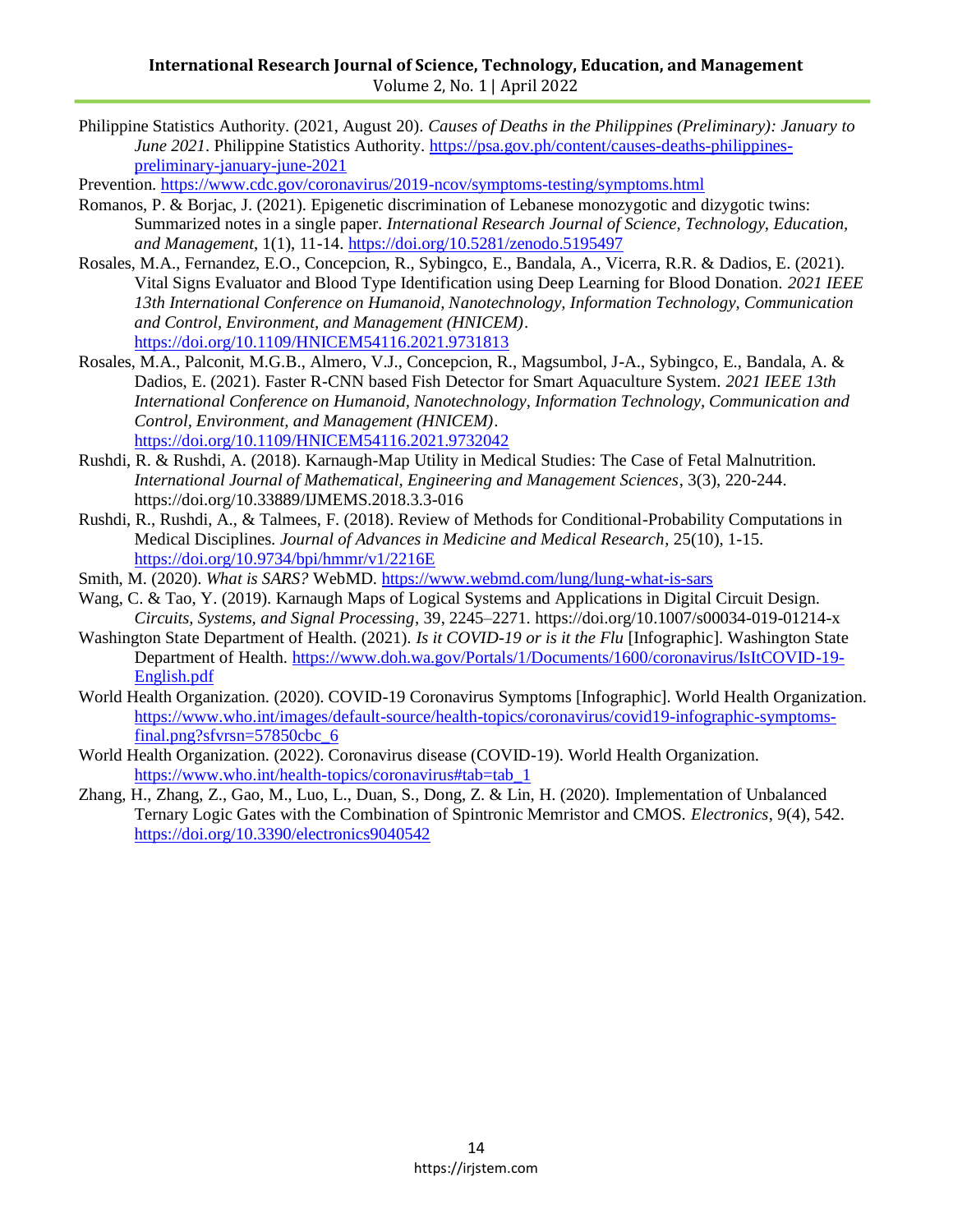Philippine Statistics Authority. (2021, August 20). *Causes of Deaths in the Philippines (Preliminary): January to June 2021*. Philippine Statistics Authority. https://psa.gov.ph/content/causes-deaths-philippines-preliminary-january-june-2021

Prevention. https://www.cdc.gov/coronavirus/2019-ncov/symptoms-testing/symptoms.html

Romanos, P. & Borjac, J. (2021). Epigenetic discrimination of Lebanese monozygotic and dizygotic twins: Summarized notes in a single paper. *International Research Journal of Science, Technology, Education, and Management*, 1(1), 11-14. https://doi.org/10.5281/zenodo.5195497

Rosales, M.A., Fernandez, E.O., Concepcion, R., Sybingco, E., Bandala, A., Vicerra, R.R. & Dadios, E. (2021). Vital Signs Evaluator and Blood Type Identification using Deep Learning for Blood Donation. *2021 IEEE 13th International Conference on Humanoid, Nanotechnology, Information Technology, Communication and Control, Environment, and Management (HNICEM)*. https://doi.org/10.1109/HNICEM54116.2021.9731813

Rosales, M.A., Palconit, M.G.B., Almero, V.J., Concepcion, R., Magsumbol, J-A., Sybingco, E., Bandala, A. & Dadios, E. (2021). Faster R-CNN based Fish Detector for Smart Aquaculture System. *2021 IEEE 13th International Conference on Humanoid, Nanotechnology, Information Technology, Communication and Control, Environment, and Management (HNICEM)*. https://doi.org/10.1109/HNICEM54116.2021.9732042

Rushdi, R. & Rushdi, A. (2018). Karnaugh-Map Utility in Medical Studies: The Case of Fetal Malnutrition. *International Journal of Mathematical, Engineering and Management Sciences*, 3(3), 220-244. https://doi.org/10.33889/IJMEMS.2018.3.3-016

Rushdi, R., Rushdi, A., & Talmees, F. (2018). Review of Methods for Conditional-Probability Computations in Medical Disciplines. *Journal of Advances in Medicine and Medical Research*, 25(10), 1-15. https://doi.org/10.9734/bpi/hmmr/v1/2216E

Smith, M. (2020). *What is SARS?* WebMD. https://www.webmd.com/lung/lung-what-is-sars

Wang, C. & Tao, Y. (2019). Karnaugh Maps of Logical Systems and Applications in Digital Circuit Design. *Circuits, Systems, and Signal Processing*, 39, 2245–2271. https://doi.org/10.1007/s00034-019-01214-x

Washington State Department of Health. (2021). *Is it COVID-19 or is it the Flu* [Infographic]. Washington State Department of Health. https://www.doh.wa.gov/Portals/1/Documents/1600/coronavirus/IsItCOVID-19-English.pdf

World Health Organization. (2020). COVID-19 Coronavirus Symptoms [Infographic]. World Health Organization. https://www.who.int/images/default-source/health-topics/coronavirus/covid19-infographic-symptoms-final.png?sfvrsn=57850cbc_6

World Health Organization. (2022). Coronavirus disease (COVID-19). World Health Organization. https://www.who.int/health-topics/coronavirus#tab=tab_1

Zhang, H., Zhang, Z., Gao, M., Luo, L., Duan, S., Dong, Z. & Lin, H. (2020). Implementation of Unbalanced Ternary Logic Gates with the Combination of Spintronic Memristor and CMOS. *Electronics*, 9(4), 542. https://doi.org/10.3390/electronics9040542